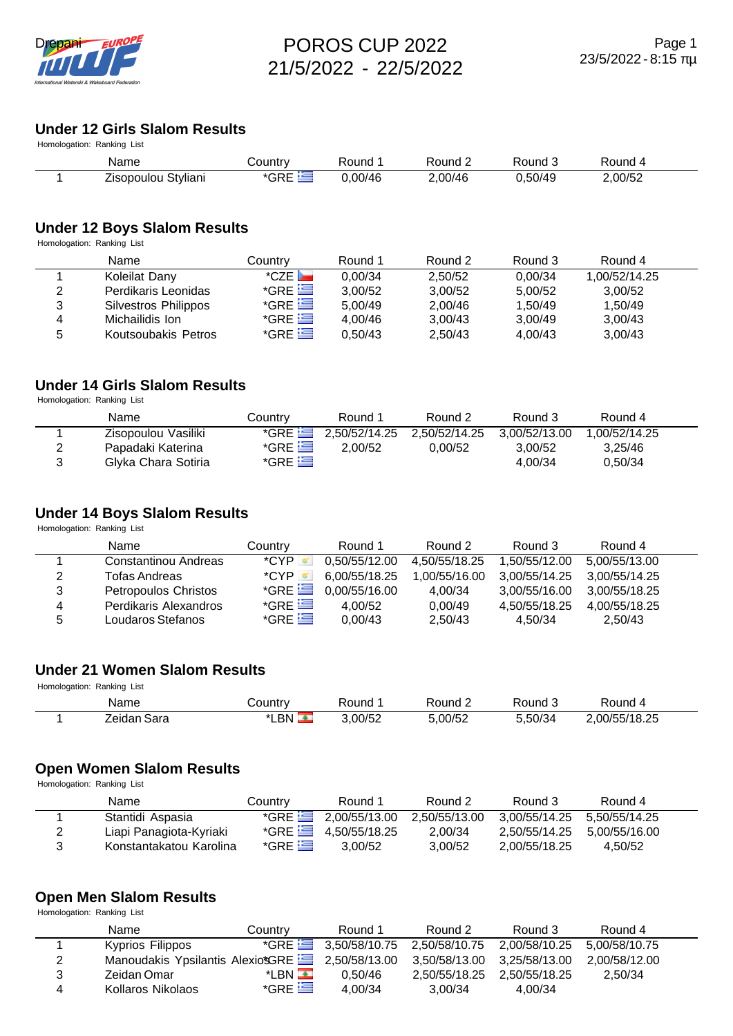# POROS CUP 2022
# 21/5/2022 - 22/5/2022

23/5/2022 - 8:15 πμ

## Under 12 Girls Slalom Results

Homologation: Ranking List

| | Name | Country | Round 1 | Round 2 | Round 3 | Round 4 |
|---|---|---|---|---|---|---|
| 1 | Zisopoulou Styliani | *GRE | 0,00/46 | 2,00/46 | 0,50/49 | 2,00/52 |

## Under 12 Boys Slalom Results

Homologation: Ranking List

| | Name | Country | Round 1 | Round 2 | Round 3 | Round 4 |
|---|---|---|---|---|---|---|
| 1 | Koleilat Dany | *CZE | 0,00/34 | 2,50/52 | 0,00/34 | 1,00/52/14.25 |
| 2 | Perdikaris Leonidas | *GRE | 3,00/52 | 3,00/52 | 5,00/52 | 3,00/52 |
| 3 | Silvestros Philippos | *GRE | 5,00/49 | 2,00/46 | 1,50/49 | 1,50/49 |
| 4 | Michailidis Ion | *GRE | 4,00/46 | 3,00/43 | 3,00/49 | 3,00/43 |
| 5 | Koutsoubakis Petros | *GRE | 0,50/43 | 2,50/43 | 4,00/43 | 3,00/43 |

## Under 14 Girls Slalom Results

Homologation: Ranking List

| | Name | Country | Round 1 | Round 2 | Round 3 | Round 4 |
|---|---|---|---|---|---|---|
| 1 | Zisopoulou Vasiliki | *GRE | 2,50/52/14.25 | 2,50/52/14.25 | 3,00/52/13.00 | 1,00/52/14.25 |
| 2 | Papadaki Katerina | *GRE | 2,00/52 | 0,00/52 | 3,00/52 | 3,25/46 |
| 3 | Glyka Chara Sotiria | *GRE | | | 4,00/34 | 0,50/34 |

## Under 14 Boys Slalom Results

Homologation: Ranking List

| | Name | Country | Round 1 | Round 2 | Round 3 | Round 4 |
|---|---|---|---|---|---|---|
| 1 | Constantinou Andreas | *CYP | 0,50/55/12.00 | 4,50/55/18.25 | 1,50/55/12.00 | 5,00/55/13.00 |
| 2 | Tofas Andreas | *CYP | 6,00/55/18.25 | 1,00/55/16.00 | 3,00/55/14.25 | 3,00/55/14.25 |
| 3 | Petropoulos Christos | *GRE | 0,00/55/16.00 | 4,00/34 | 3,00/55/16.00 | 3,00/55/18.25 |
| 4 | Perdikaris Alexandros | *GRE | 4,00/52 | 0,00/49 | 4,50/55/18.25 | 4,00/55/18.25 |
| 5 | Loudaros Stefanos | *GRE | 0,00/43 | 2,50/43 | 4,50/34 | 2,50/43 |

## Under 21 Women Slalom Results

Homologation: Ranking List

| | Name | Country | Round 1 | Round 2 | Round 3 | Round 4 |
|---|---|---|---|---|---|---|
| 1 | Zeidan Sara | *LBN | 3,00/52 | 5,00/52 | 5,50/34 | 2,00/55/18.25 |

## Open Women Slalom Results

Homologation: Ranking List

| | Name | Country | Round 1 | Round 2 | Round 3 | Round 4 |
|---|---|---|---|---|---|---|
| 1 | Stantidi Aspasia | *GRE | 2,00/55/13.00 | 2,50/55/13.00 | 3,00/55/14.25 | 5,50/55/14.25 |
| 2 | Liapi Panagiota-Kyriaki | *GRE | 4,50/55/18.25 | 2,00/34 | 2,50/55/14.25 | 5,00/55/16.00 |
| 3 | Konstantakatou Karolina | *GRE | 3,00/52 | 3,00/52 | 2,00/55/18.25 | 4,50/52 |

## Open Men Slalom Results

Homologation: Ranking List

| | Name | Country | Round 1 | Round 2 | Round 3 | Round 4 |
|---|---|---|---|---|---|---|
| 1 | Kyprios Filippos | *GRE | 3,50/58/10.75 | 2,50/58/10.75 | 2,00/58/10.25 | 5,00/58/10.75 |
| 2 | Manoudakis Ypsilantis Alexios | *GRE | 2,50/58/13.00 | 3,50/58/13.00 | 3,25/58/13.00 | 2,00/58/12.00 |
| 3 | Zeidan Omar | *LBN | 0,50/46 | 2,50/55/18.25 | 2,50/55/18.25 | 2,50/34 |
| 4 | Kollaros Nikolaos | *GRE | 4,00/34 | 3,00/34 | 4,00/34 | |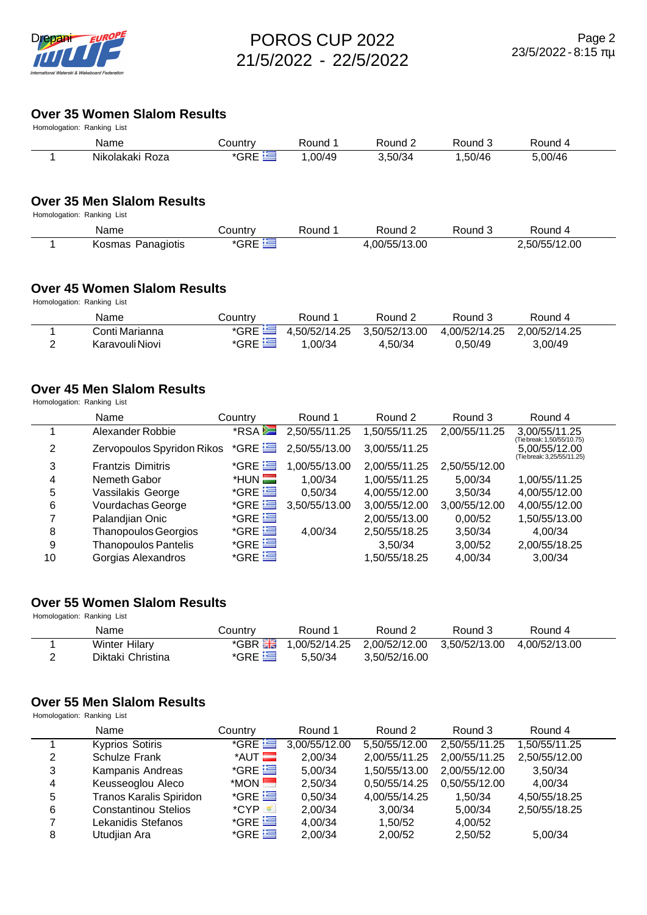# POROS CUP 2022
# 21/5/2022 - 22/5/2022

## Over 35 Women Slalom Results

Homologation: Ranking List

| | Name | Country | Round 1 | Round 2 | Round 3 | Round 4 |
|---|---|---|---|---|---|---|
| 1 | Nikolakaki Roza | *GRE | 1,00/49 | 3,50/34 | 1,50/46 | 5,00/46 |

## Over 35 Men Slalom Results

Homologation: Ranking List

| | Name | Country | Round 1 | Round 2 | Round 3 | Round 4 |
|---|---|---|---|---|---|---|
| 1 | Kosmas Panagiotis | *GRE | | 4,00/55/13.00 | | 2,50/55/12.00 |

## Over 45 Women Slalom Results

Homologation: Ranking List

| | Name | Country | Round 1 | Round 2 | Round 3 | Round 4 |
|---|---|---|---|---|---|---|
| 1 | Conti Marianna | *GRE | 4,50/52/14.25 | 3,50/52/13.00 | 4,00/52/14.25 | 2,00/52/14.25 |
| 2 | Karavouli Niovi | *GRE | 1,00/34 | 4,50/34 | 0,50/49 | 3,00/49 |

## Over 45 Men Slalom Results

Homologation: Ranking List

| | Name | Country | Round 1 | Round 2 | Round 3 | Round 4 |
|---|---|---|---|---|---|---|
| 1 | Alexander Robbie | *RSA | 2,50/55/11.25 | 1,50/55/11.25 | 2,00/55/11.25 | 3,00/55/11.25 (Tie break: 1,50/55/10.75) |
| 2 | Zervopoulos Spyridon Rikos | *GRE | 2,50/55/13.00 | 3,00/55/11.25 | | 5,00/55/12.00 (Tie break: 3,25/55/11.25) |
| 3 | Frantzis Dimitris | *GRE | 1,00/55/13.00 | 2,00/55/11.25 | 2,50/55/12.00 | |
| 4 | Nemeth Gabor | *HUN | 1,00/34 | 1,00/55/11.25 | 5,00/34 | 1,00/55/11.25 |
| 5 | Vassilakis George | *GRE | 0,50/34 | 4,00/55/12.00 | 3,50/34 | 4,00/55/12.00 |
| 6 | Vourdachas George | *GRE | 3,50/55/13.00 | 3,00/55/12.00 | 3,00/55/12.00 | 4,00/55/12.00 |
| 7 | Palandjian Onic | *GRE | | 2,00/55/13.00 | 0,00/52 | 1,50/55/13.00 |
| 8 | Thanopoulos Georgios | *GRE | 4,00/34 | 2,50/55/18.25 | 3,50/34 | 4,00/34 |
| 9 | Thanopoulos Pantelis | *GRE | | 3,50/34 | 3,00/52 | 2,00/55/18.25 |
| 10 | Gorgias Alexandros | *GRE | | 1,50/55/18.25 | 4,00/34 | 3,00/34 |

## Over 55 Women Slalom Results

Homologation: Ranking List

| | Name | Country | Round 1 | Round 2 | Round 3 | Round 4 |
|---|---|---|---|---|---|---|
| 1 | Winter Hilary | *GBR | 1,00/52/14.25 | 2,00/52/12.00 | 3,50/52/13.00 | 4,00/52/13.00 |
| 2 | Diktaki Christina | *GRE | 5,50/34 | 3,50/52/16.00 | | |

## Over 55 Men Slalom Results

Homologation: Ranking List

| | Name | Country | Round 1 | Round 2 | Round 3 | Round 4 |
|---|---|---|---|---|---|---|
| 1 | Kyprios Sotiris | *GRE | 3,00/55/12.00 | 5,50/55/12.00 | 2,50/55/11.25 | 1,50/55/11.25 |
| 2 | Schulze Frank | *AUT | 2,00/34 | 2,00/55/11.25 | 2,00/55/11.25 | 2,50/55/12.00 |
| 3 | Kampanis Andreas | *GRE | 5,00/34 | 1,50/55/13.00 | 2,00/55/12.00 | 3,50/34 |
| 4 | Keusseoglou Aleco | *MON | 2,50/34 | 0,50/55/14.25 | 0,50/55/12.00 | 4,00/34 |
| 5 | Tranos Karalis Spiridon | *GRE | 0,50/34 | 4,00/55/14.25 | 1,50/34 | 4,50/55/18.25 |
| 6 | Constantinou Stelios | *CYP | 2,00/34 | 3,00/34 | 5,00/34 | 2,50/55/18.25 |
| 7 | Lekanidis Stefanos | *GRE | 4,00/34 | 1,50/52 | 4,00/52 | |
| 8 | Utudjian Ara | *GRE | 2,00/34 | 2,00/52 | 2,50/52 | 5,00/34 |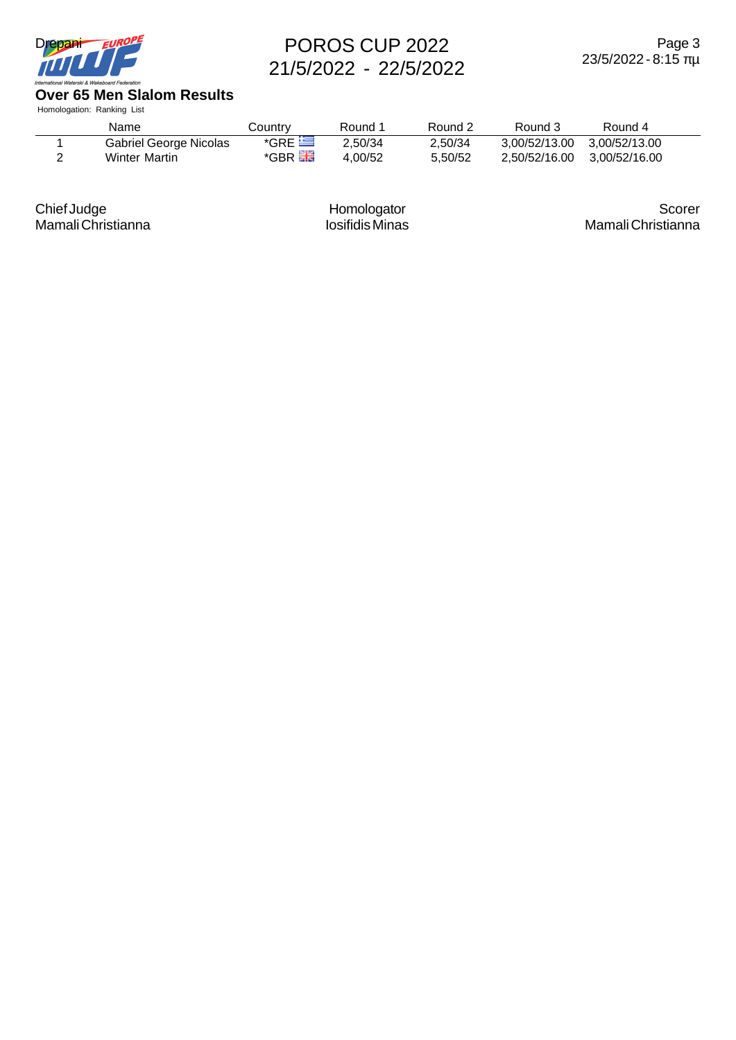# POROS CUP 2022
## 21/5/2022 - 22/5/2022

23/5/2022 - 8:15 πμ

### Over 65 Men Slalom Results

Homologation: Ranking List

| | Name | Country | Round 1 | Round 2 | Round 3 | Round 4 |
|---|---|---|---|---|---|---|
| 1 | Gabriel George Nicolas | *GRE | 2,50/34 | 2,50/34 | 3,00/52/13.00 | 3,00/52/13.00 |
| 2 | Winter Martin | *GBR | 4,00/52 | 5,50/52 | 2,50/52/16.00 | 3,00/52/16.00 |

Chief Judge
Mamali Christianna

Homologator
Iosifidis Minas

Scorer
Mamali Christianna